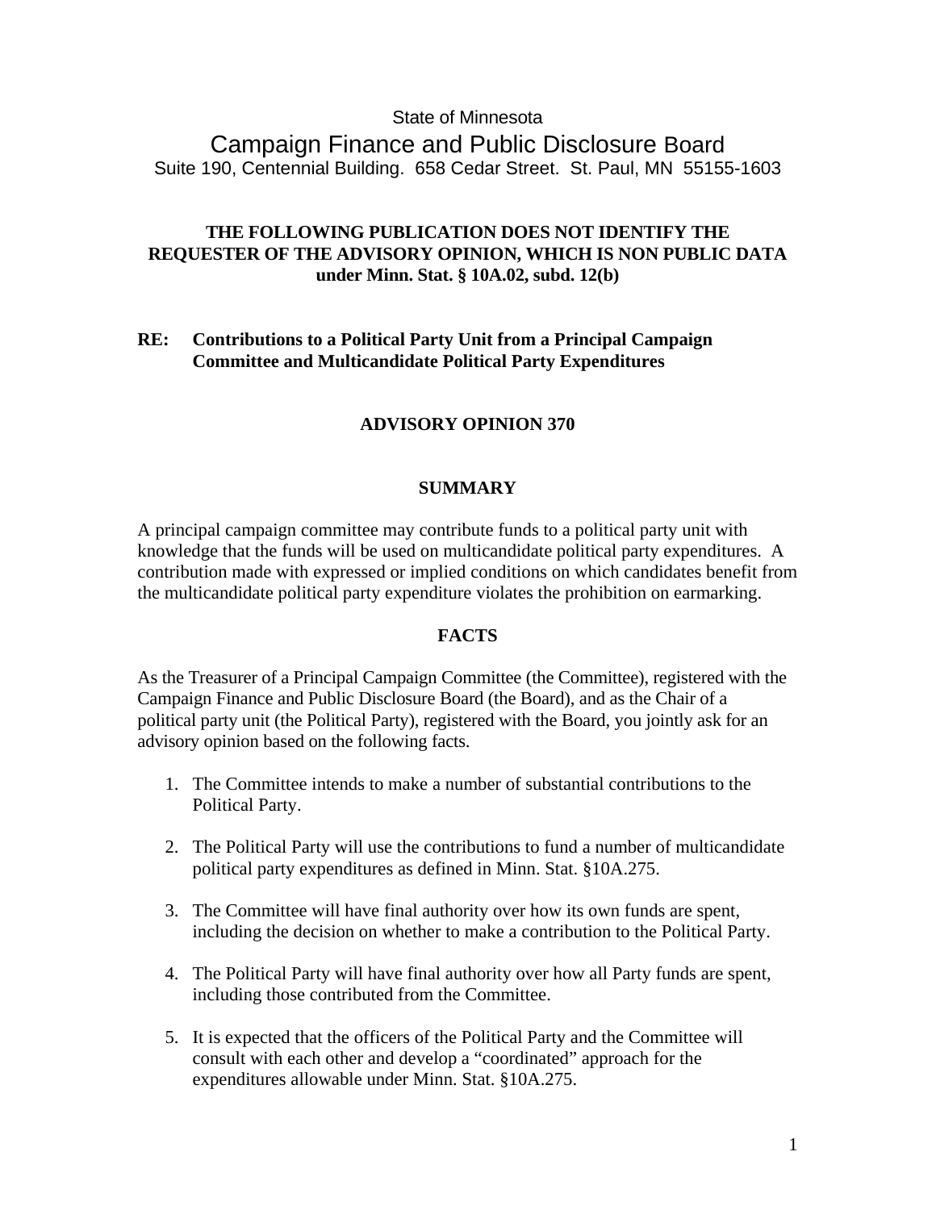State of Minnesota

# Campaign Finance and Public Disclosure Board

Suite 190, Centennial Building. 658 Cedar Street. St. Paul, MN 55155-1603

**THE FOLLOWING PUBLICATION DOES NOT IDENTIFY THE REQUESTER OF THE ADVISORY OPINION, WHICH IS NON PUBLIC DATA under Minn. Stat. § 10A.02, subd. 12(b)**

**RE: Contributions to a Political Party Unit from a Principal Campaign Committee and Multicandidate Political Party Expenditures**

## ADVISORY OPINION 370

### SUMMARY

A principal campaign committee may contribute funds to a political party unit with knowledge that the funds will be used on multicandidate political party expenditures. A contribution made with expressed or implied conditions on which candidates benefit from the multicandidate political party expenditure violates the prohibition on earmarking.

### FACTS

As the Treasurer of a Principal Campaign Committee (the Committee), registered with the Campaign Finance and Public Disclosure Board (the Board), and as the Chair of a political party unit (the Political Party), registered with the Board, you jointly ask for an advisory opinion based on the following facts.

1. The Committee intends to make a number of substantial contributions to the Political Party.
2. The Political Party will use the contributions to fund a number of multicandidate political party expenditures as defined in Minn. Stat. §10A.275.
3. The Committee will have final authority over how its own funds are spent, including the decision on whether to make a contribution to the Political Party.
4. The Political Party will have final authority over how all Party funds are spent, including those contributed from the Committee.
5. It is expected that the officers of the Political Party and the Committee will consult with each other and develop a "coordinated" approach for the expenditures allowable under Minn. Stat. §10A.275.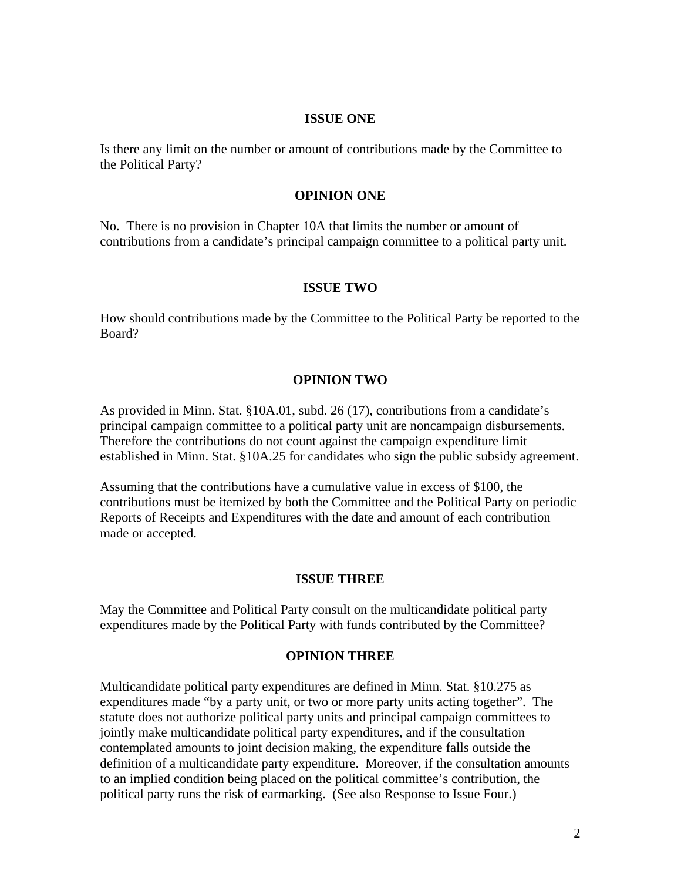## ISSUE ONE

Is there any limit on the number or amount of contributions made by the Committee to the Political Party?

## OPINION ONE

No. There is no provision in Chapter 10A that limits the number or amount of contributions from a candidate's principal campaign committee to a political party unit.

## ISSUE TWO

How should contributions made by the Committee to the Political Party be reported to the Board?

## OPINION TWO

As provided in Minn. Stat. §10A.01, subd. 26 (17), contributions from a candidate's principal campaign committee to a political party unit are noncampaign disbursements. Therefore the contributions do not count against the campaign expenditure limit established in Minn. Stat. §10A.25 for candidates who sign the public subsidy agreement.

Assuming that the contributions have a cumulative value in excess of $100, the contributions must be itemized by both the Committee and the Political Party on periodic Reports of Receipts and Expenditures with the date and amount of each contribution made or accepted.

## ISSUE THREE

May the Committee and Political Party consult on the multicandidate political party expenditures made by the Political Party with funds contributed by the Committee?

## OPINION THREE

Multicandidate political party expenditures are defined in Minn. Stat. §10.275 as expenditures made "by a party unit, or two or more party units acting together". The statute does not authorize political party units and principal campaign committees to jointly make multicandidate political party expenditures, and if the consultation contemplated amounts to joint decision making, the expenditure falls outside the definition of a multicandidate party expenditure. Moreover, if the consultation amounts to an implied condition being placed on the political committee's contribution, the political party runs the risk of earmarking. (See also Response to Issue Four.)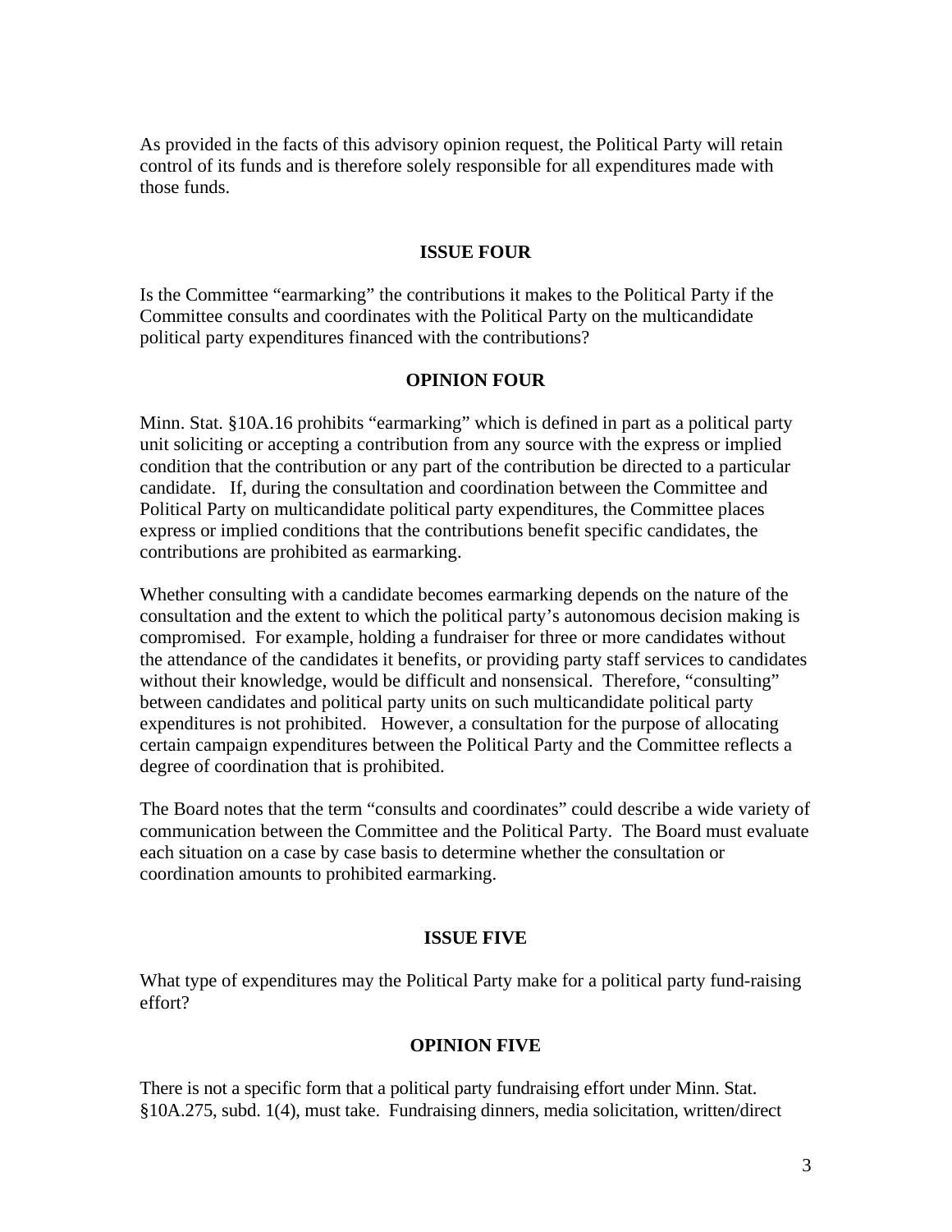As provided in the facts of this advisory opinion request, the Political Party will retain control of its funds and is therefore solely responsible for all expenditures made with those funds.

**ISSUE FOUR**

Is the Committee "earmarking" the contributions it makes to the Political Party if the Committee consults and coordinates with the Political Party on the multicandidate political party expenditures financed with the contributions?

**OPINION FOUR**

Minn. Stat. §10A.16 prohibits "earmarking" which is defined in part as a political party unit soliciting or accepting a contribution from any source with the express or implied condition that the contribution or any part of the contribution be directed to a particular candidate. If, during the consultation and coordination between the Committee and Political Party on multicandidate political party expenditures, the Committee places express or implied conditions that the contributions benefit specific candidates, the contributions are prohibited as earmarking.

Whether consulting with a candidate becomes earmarking depends on the nature of the consultation and the extent to which the political party's autonomous decision making is compromised. For example, holding a fundraiser for three or more candidates without the attendance of the candidates it benefits, or providing party staff services to candidates without their knowledge, would be difficult and nonsensical. Therefore, "consulting" between candidates and political party units on such multicandidate political party expenditures is not prohibited. However, a consultation for the purpose of allocating certain campaign expenditures between the Political Party and the Committee reflects a degree of coordination that is prohibited.

The Board notes that the term "consults and coordinates" could describe a wide variety of communication between the Committee and the Political Party. The Board must evaluate each situation on a case by case basis to determine whether the consultation or coordination amounts to prohibited earmarking.

**ISSUE FIVE**

What type of expenditures may the Political Party make for a political party fund-raising effort?

**OPINION FIVE**

There is not a specific form that a political party fundraising effort under Minn. Stat. §10A.275, subd. 1(4), must take. Fundraising dinners, media solicitation, written/direct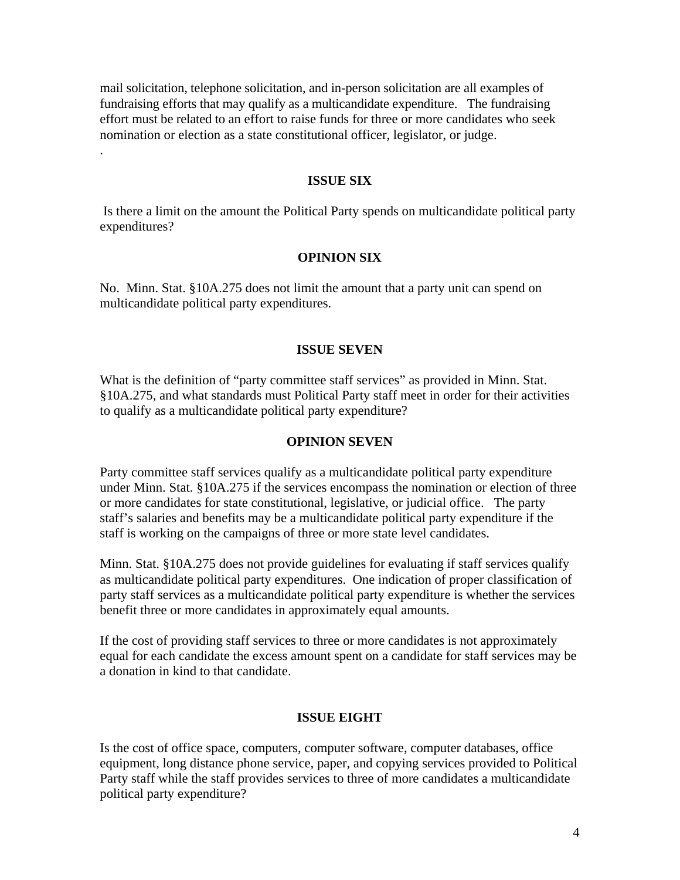mail solicitation, telephone solicitation, and in-person solicitation are all examples of fundraising efforts that may qualify as a multicandidate expenditure. The fundraising effort must be related to an effort to raise funds for three or more candidates who seek nomination or election as a state constitutional officer, legislator, or judge.

.

**ISSUE SIX**

Is there a limit on the amount the Political Party spends on multicandidate political party expenditures?

**OPINION SIX**

No. Minn. Stat. §10A.275 does not limit the amount that a party unit can spend on multicandidate political party expenditures.

**ISSUE SEVEN**

What is the definition of "party committee staff services" as provided in Minn. Stat. §10A.275, and what standards must Political Party staff meet in order for their activities to qualify as a multicandidate political party expenditure?

**OPINION SEVEN**

Party committee staff services qualify as a multicandidate political party expenditure under Minn. Stat. §10A.275 if the services encompass the nomination or election of three or more candidates for state constitutional, legislative, or judicial office. The party staff's salaries and benefits may be a multicandidate political party expenditure if the staff is working on the campaigns of three or more state level candidates.

Minn. Stat. §10A.275 does not provide guidelines for evaluating if staff services qualify as multicandidate political party expenditures. One indication of proper classification of party staff services as a multicandidate political party expenditure is whether the services benefit three or more candidates in approximately equal amounts.

If the cost of providing staff services to three or more candidates is not approximately equal for each candidate the excess amount spent on a candidate for staff services may be a donation in kind to that candidate.

**ISSUE EIGHT**

Is the cost of office space, computers, computer software, computer databases, office equipment, long distance phone service, paper, and copying services provided to Political Party staff while the staff provides services to three of more candidates a multicandidate political party expenditure?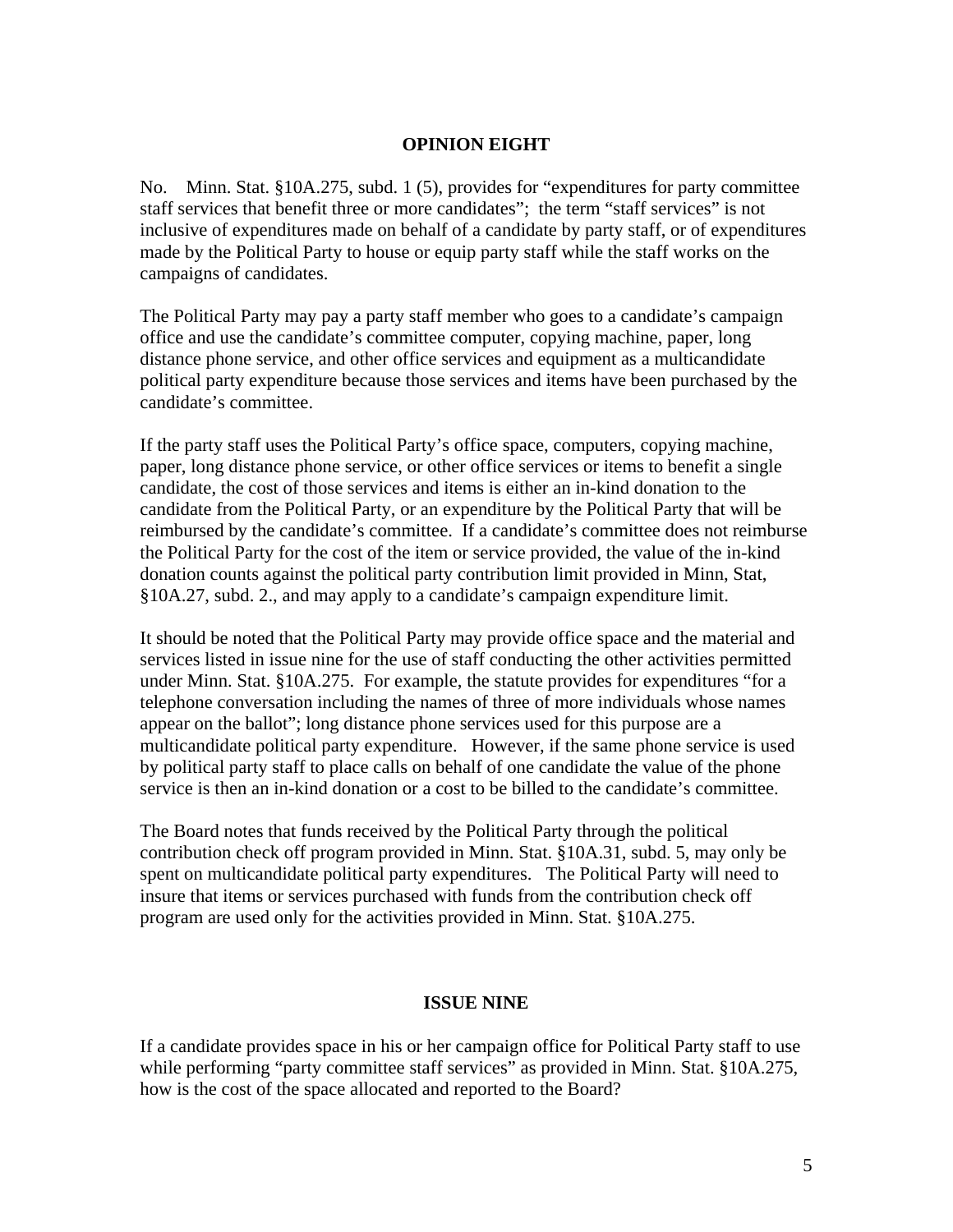## OPINION EIGHT

No. Minn. Stat. §10A.275, subd. 1 (5), provides for "expenditures for party committee staff services that benefit three or more candidates"; the term "staff services" is not inclusive of expenditures made on behalf of a candidate by party staff, or of expenditures made by the Political Party to house or equip party staff while the staff works on the campaigns of candidates.

The Political Party may pay a party staff member who goes to a candidate's campaign office and use the candidate's committee computer, copying machine, paper, long distance phone service, and other office services and equipment as a multicandidate political party expenditure because those services and items have been purchased by the candidate's committee.

If the party staff uses the Political Party's office space, computers, copying machine, paper, long distance phone service, or other office services or items to benefit a single candidate, the cost of those services and items is either an in-kind donation to the candidate from the Political Party, or an expenditure by the Political Party that will be reimbursed by the candidate's committee. If a candidate's committee does not reimburse the Political Party for the cost of the item or service provided, the value of the in-kind donation counts against the political party contribution limit provided in Minn, Stat, §10A.27, subd. 2., and may apply to a candidate's campaign expenditure limit.

It should be noted that the Political Party may provide office space and the material and services listed in issue nine for the use of staff conducting the other activities permitted under Minn. Stat. §10A.275. For example, the statute provides for expenditures "for a telephone conversation including the names of three of more individuals whose names appear on the ballot"; long distance phone services used for this purpose are a multicandidate political party expenditure. However, if the same phone service is used by political party staff to place calls on behalf of one candidate the value of the phone service is then an in-kind donation or a cost to be billed to the candidate's committee.

The Board notes that funds received by the Political Party through the political contribution check off program provided in Minn. Stat. §10A.31, subd. 5, may only be spent on multicandidate political party expenditures. The Political Party will need to insure that items or services purchased with funds from the contribution check off program are used only for the activities provided in Minn. Stat. §10A.275.

## ISSUE NINE

If a candidate provides space in his or her campaign office for Political Party staff to use while performing "party committee staff services" as provided in Minn. Stat. §10A.275, how is the cost of the space allocated and reported to the Board?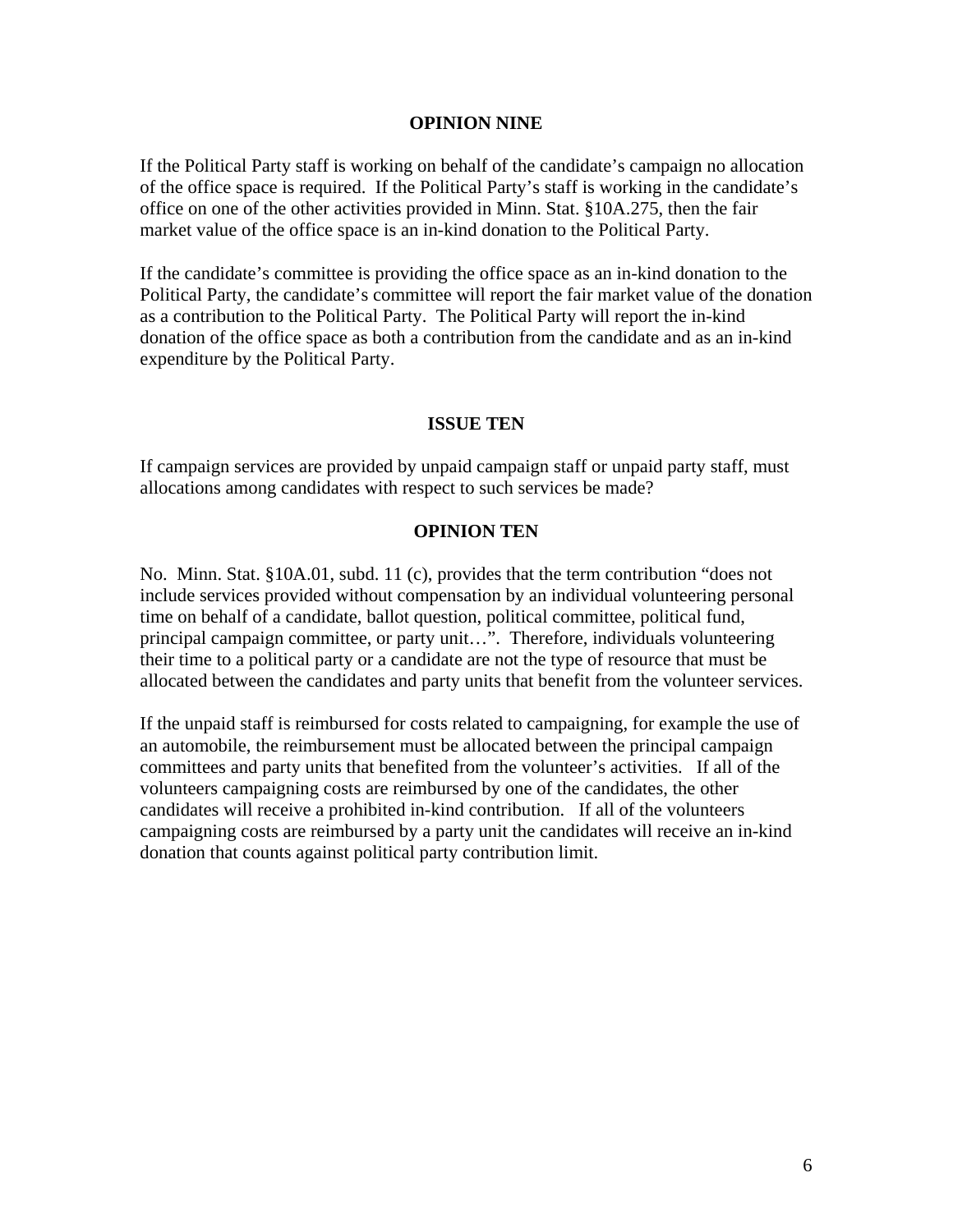## OPINION NINE

If the Political Party staff is working on behalf of the candidate's campaign no allocation of the office space is required. If the Political Party's staff is working in the candidate's office on one of the other activities provided in Minn. Stat. §10A.275, then the fair market value of the office space is an in-kind donation to the Political Party.

If the candidate's committee is providing the office space as an in-kind donation to the Political Party, the candidate's committee will report the fair market value of the donation as a contribution to the Political Party. The Political Party will report the in-kind donation of the office space as both a contribution from the candidate and as an in-kind expenditure by the Political Party.

## ISSUE TEN

If campaign services are provided by unpaid campaign staff or unpaid party staff, must allocations among candidates with respect to such services be made?

## OPINION TEN

No. Minn. Stat. §10A.01, subd. 11 (c), provides that the term contribution "does not include services provided without compensation by an individual volunteering personal time on behalf of a candidate, ballot question, political committee, political fund, principal campaign committee, or party unit…". Therefore, individuals volunteering their time to a political party or a candidate are not the type of resource that must be allocated between the candidates and party units that benefit from the volunteer services.

If the unpaid staff is reimbursed for costs related to campaigning, for example the use of an automobile, the reimbursement must be allocated between the principal campaign committees and party units that benefited from the volunteer's activities. If all of the volunteers campaigning costs are reimbursed by one of the candidates, the other candidates will receive a prohibited in-kind contribution. If all of the volunteers campaigning costs are reimbursed by a party unit the candidates will receive an in-kind donation that counts against political party contribution limit.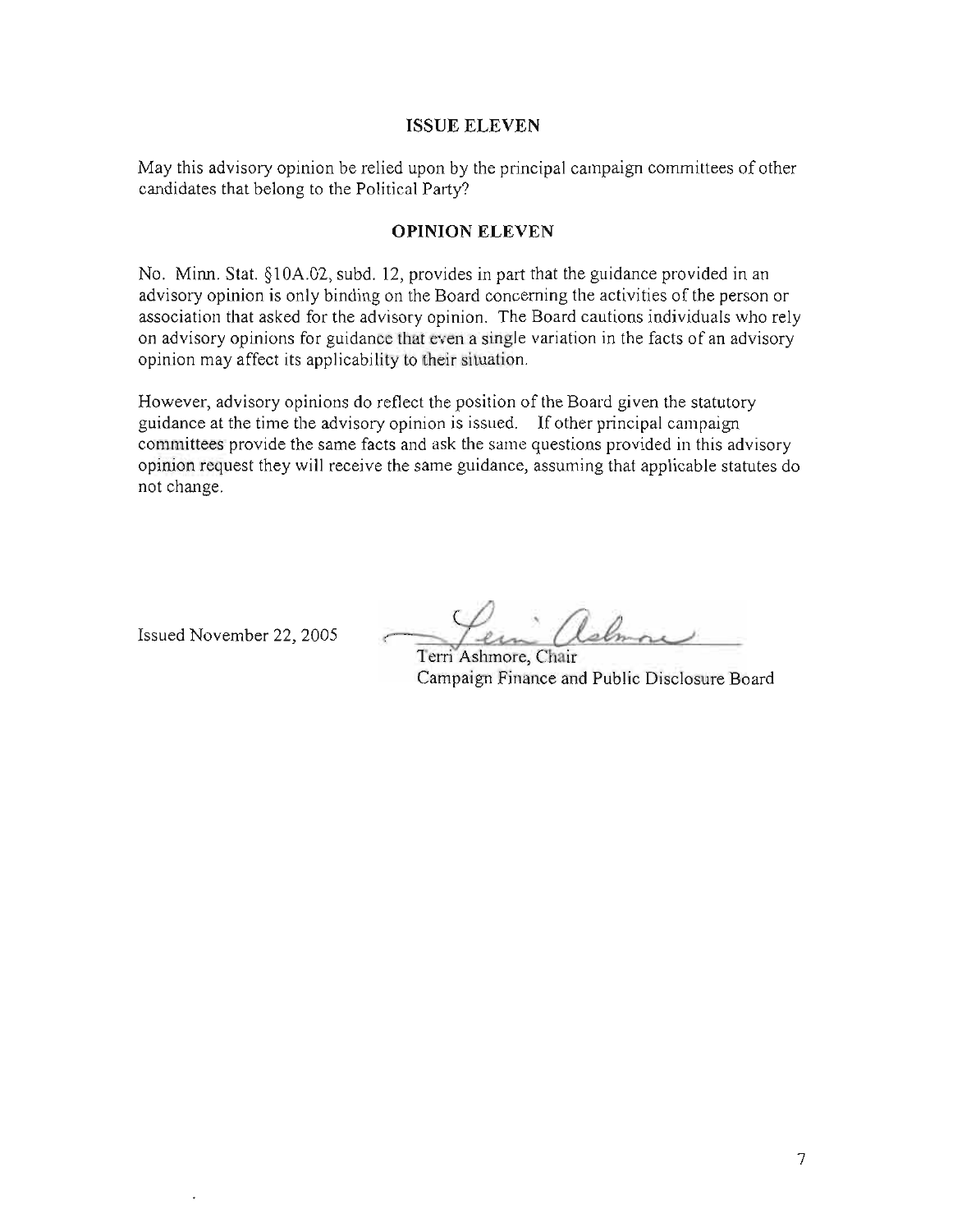## ISSUE ELEVEN

May this advisory opinion be relied upon by the principal campaign committees of other candidates that belong to the Political Party?

## OPINION ELEVEN

No. Minn. Stat. §10A.02, subd. 12, provides in part that the guidance provided in an advisory opinion is only binding on the Board concerning the activities of the person or association that asked for the advisory opinion. The Board cautions individuals who rely on advisory opinions for guidance that even a single variation in the facts of an advisory opinion may affect its applicability to their situation.

However, advisory opinions do reflect the position of the Board given the statutory guidance at the time the advisory opinion is issued. If other principal campaign committees provide the same facts and ask the same questions provided in this advisory opinion request they will receive the same guidance, assuming that applicable statutes do not change.

Issued November 22, 2005

Terri Ashmore, Chair
Campaign Finance and Public Disclosure Board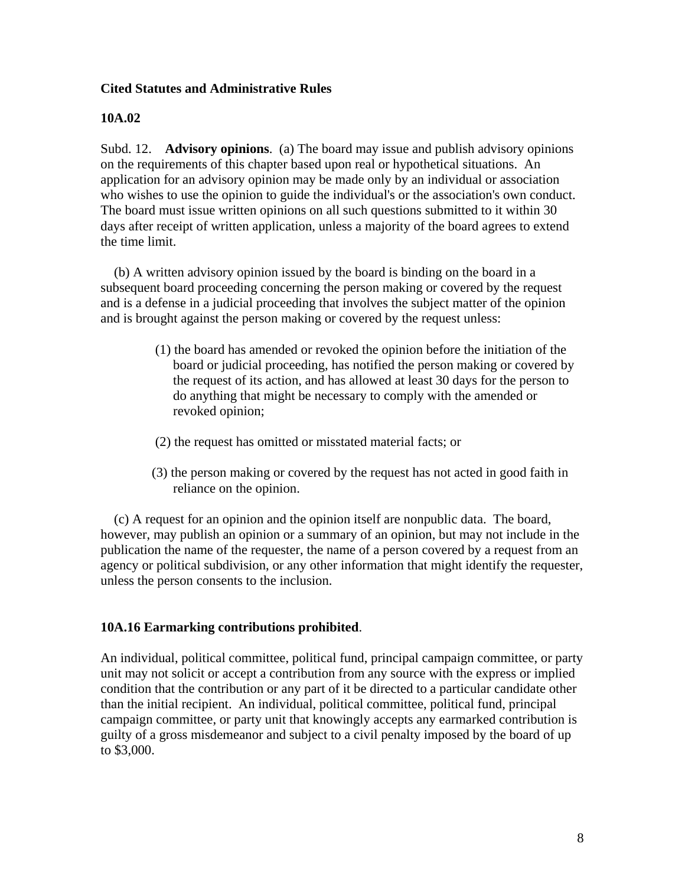**Cited Statutes and Administrative Rules**

**10A.02**

Subd. 12. **Advisory opinions**. (a) The board may issue and publish advisory opinions on the requirements of this chapter based upon real or hypothetical situations. An application for an advisory opinion may be made only by an individual or association who wishes to use the opinion to guide the individual's or the association's own conduct. The board must issue written opinions on all such questions submitted to it within 30 days after receipt of written application, unless a majority of the board agrees to extend the time limit.

(b) A written advisory opinion issued by the board is binding on the board in a subsequent board proceeding concerning the person making or covered by the request and is a defense in a judicial proceeding that involves the subject matter of the opinion and is brought against the person making or covered by the request unless:

(1) the board has amended or revoked the opinion before the initiation of the board or judicial proceeding, has notified the person making or covered by the request of its action, and has allowed at least 30 days for the person to do anything that might be necessary to comply with the amended or revoked opinion;

(2) the request has omitted or misstated material facts; or

(3) the person making or covered by the request has not acted in good faith in reliance on the opinion.

(c) A request for an opinion and the opinion itself are nonpublic data. The board, however, may publish an opinion or a summary of an opinion, but may not include in the publication the name of the requester, the name of a person covered by a request from an agency or political subdivision, or any other information that might identify the requester, unless the person consents to the inclusion.

**10A.16 Earmarking contributions prohibited**.

An individual, political committee, political fund, principal campaign committee, or party unit may not solicit or accept a contribution from any source with the express or implied condition that the contribution or any part of it be directed to a particular candidate other than the initial recipient. An individual, political committee, political fund, principal campaign committee, or party unit that knowingly accepts any earmarked contribution is guilty of a gross misdemeanor and subject to a civil penalty imposed by the board of up to $3,000.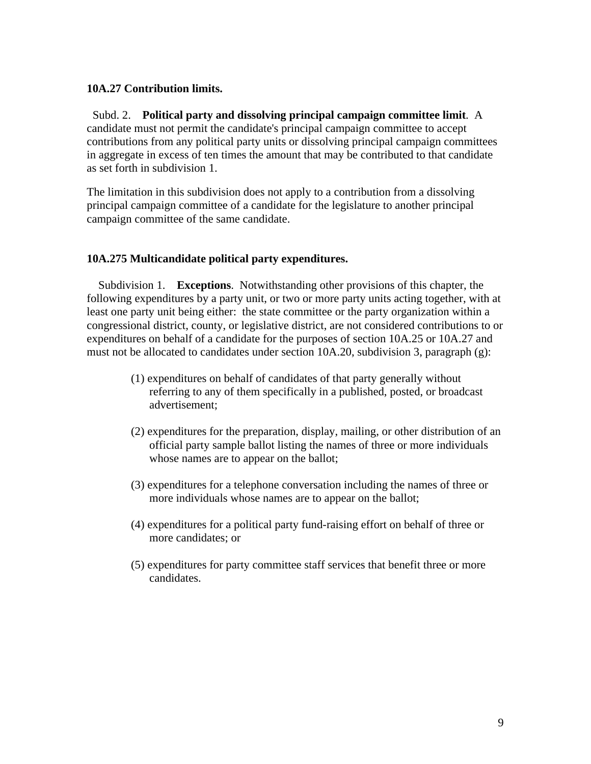**10A.27 Contribution limits.**

Subd. 2. **Political party and dissolving principal campaign committee limit**. A candidate must not permit the candidate's principal campaign committee to accept contributions from any political party units or dissolving principal campaign committees in aggregate in excess of ten times the amount that may be contributed to that candidate as set forth in subdivision 1.

The limitation in this subdivision does not apply to a contribution from a dissolving principal campaign committee of a candidate for the legislature to another principal campaign committee of the same candidate.

**10A.275 Multicandidate political party expenditures.**

Subdivision 1. **Exceptions**. Notwithstanding other provisions of this chapter, the following expenditures by a party unit, or two or more party units acting together, with at least one party unit being either: the state committee or the party organization within a congressional district, county, or legislative district, are not considered contributions to or expenditures on behalf of a candidate for the purposes of section 10A.25 or 10A.27 and must not be allocated to candidates under section 10A.20, subdivision 3, paragraph (g):

(1) expenditures on behalf of candidates of that party generally without referring to any of them specifically in a published, posted, or broadcast advertisement;

(2) expenditures for the preparation, display, mailing, or other distribution of an official party sample ballot listing the names of three or more individuals whose names are to appear on the ballot;

(3) expenditures for a telephone conversation including the names of three or more individuals whose names are to appear on the ballot;

(4) expenditures for a political party fund-raising effort on behalf of three or more candidates; or

(5) expenditures for party committee staff services that benefit three or more candidates.